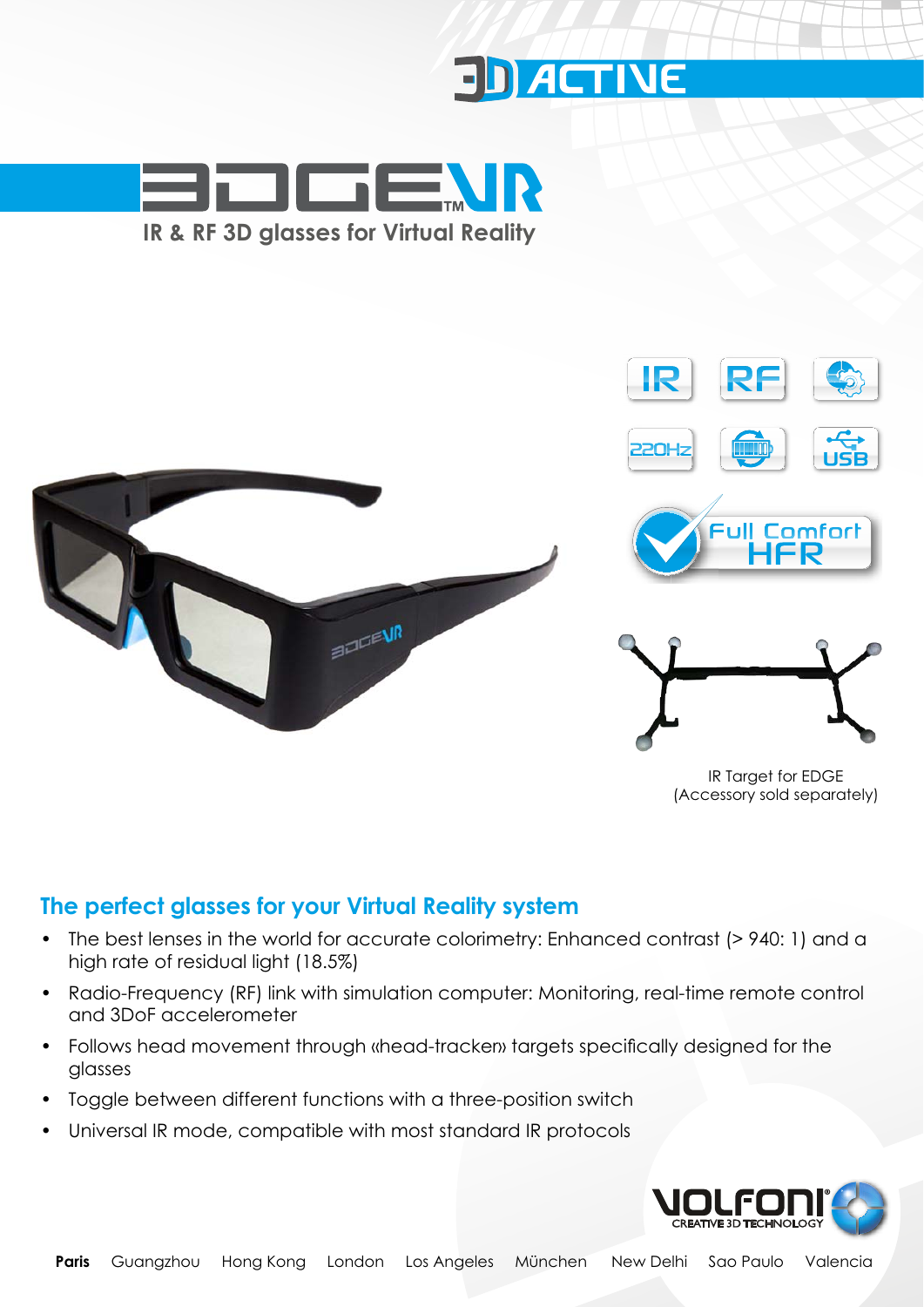3D ACTIVE

# EDGE VR™

## IR & RF 3D glasses for Virtual Reality

IR RF

220Hz USB

Full Comfort HFR

IR Target for EDGE
(Accessory sold separately)

## The perfect glasses for your Virtual Reality system

- The best lenses in the world for accurate colorimetry: Enhanced contrast (> 940: 1) and a high rate of residual light (18.5%)
- Radio-Frequency (RF) link with simulation computer: Monitoring, real-time remote control and 3DoF accelerometer
- Follows head movement through «head-tracker» targets specifically designed for the glasses
- Toggle between different functions with a three-position switch
- Universal IR mode, compatible with most standard IR protocols

VOLFONI® CREATIVE 3D TECHNOLOGY

**Paris** Guangzhou Hong Kong London Los Angeles München New Delhi Sao Paulo Valencia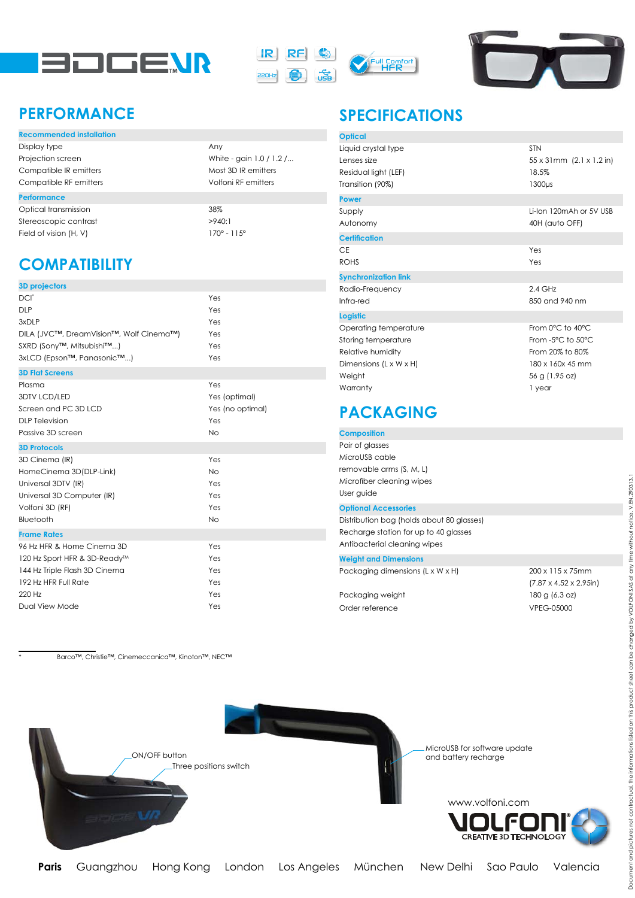3DGE VR

IR RF 220Hz USB Full Comfort HFR

## PERFORMANCE

| Recommended installation | |
|---|---|
| Display type | Any |
| Projection screen | White - gain 1.0 / 1.2 /... |
| Compatible IR emitters | Most 3D IR emitters |
| Compatible RF emitters | Volfoni RF emitters |
| **Performance** | |
| Optical transmission | 38% |
| Stereoscopic contrast | >940:1 |
| Field of vision (H, V) | 170° - 115° |

## COMPATIBILITY

| 3D projectors | |
|---|---|
| DCI* | Yes |
| DLP | Yes |
| 3xDLP | Yes |
| DILA (JVC™, DreamVision™, Wolf Cinema™) | Yes |
| SXRD (Sony™, Mitsubishi™...) | Yes |
| 3xLCD (Epson™, Panasonic™...) | Yes |
| **3D Flat Screens** | |
| Plasma | Yes |
| 3DTV LCD/LED | Yes (optimal) |
| Screen and PC 3D LCD | Yes (no optimal) |
| DLP Television | Yes |
| Passive 3D screen | No |
| **3D Protocols** | |
| 3D Cinema (IR) | Yes |
| HomeCinema 3D(DLP-Link) | No |
| Universal 3DTV (IR) | Yes |
| Universal 3D Computer (IR) | Yes |
| Volfoni 3D (RF) | Yes |
| Bluetooth | No |
| **Frame Rates** | |
| 96 Hz HFR & Home Cinema 3D | Yes |
| 120 Hz Sport HFR & 3D-Ready™ | Yes |
| 144 Hz Triple Flash 3D Cinema | Yes |
| 192 Hz HFR Full Rate | Yes |
| 220 Hz | Yes |
| Dual View Mode | Yes |

\* Barco™, Christie™, Cinemeccanica™, Kinoton™, NEC™

## SPECIFICATIONS

| Optical | |
|---|---|
| Liquid crystal type | STN |
| Lenses size | 55 x 31mm (2.1 x 1.2 in) |
| Residual light (LEF) | 18.5% |
| Transition (90%) | 1300µs |
| **Power** | |
| Supply | Li-Ion 120mAh or 5V USB |
| Autonomy | 40H (auto OFF) |
| **Certification** | |
| CE | Yes |
| ROHS | Yes |
| **Synchronization link** | |
| Radio-Frequency | 2.4 GHz |
| Infra-red | 850 and 940 nm |
| **Logistic** | |
| Operating temperature | From 0°C to 40°C |
| Storing temperature | From -5°C to 50°C |
| Relative humidity | From 20% to 80% |
| Dimensions (L x W x H) | 180 x 160x 45 mm |
| Weight | 56 g (1.95 oz) |
| Warranty | 1 year |

## PACKAGING

| Composition | |
|---|---|
| Pair of glasses | |
| MicroUSB cable | |
| removable arms (S, M, L) | |
| Microfiber cleaning wipes | |
| User guide | |
| **Optional Accessories** | |
| Distribution bag (holds about 80 glasses) | |
| Recharge station for up to 40 glasses | |
| Antibacterial cleaning wipes | |
| **Weight and Dimensions** | |
| Packaging dimensions (L x W x H) | 200 x 115 x 75mm (7.87 x 4.52 x 2.95in) |
| Packaging weight | 180 g (6.3 oz) |
| Order reference | VPEG-05000 |

ON/OFF button

Three positions switch

MicroUSB for software update and battery recharge

www.volfoni.com

VOLFONI® CREATIVE 3D TECHNOLOGY

**Paris** Guangzhou Hong Kong London Los Angeles München New Delhi Sao Paulo Valencia

Document and pictures not contractual, the informations listed on this product sheet can be changed by VOLFONI SAS at any time without notice. V.EN.290313.1